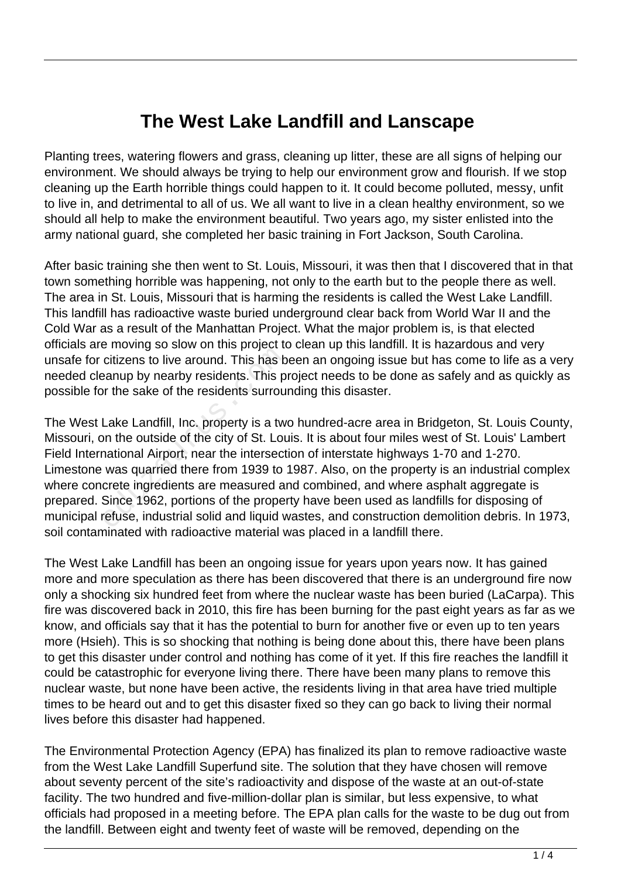# The West Lake Landfill and Lanscape

Planting trees, watering flowers and grass, cleaning up litter, these are all signs of helping our environment. We should always be trying to help our environment grow and flourish. If we stop cleaning up the Earth horrible things could happen to it. It could become polluted, messy, unfit to live in, and detrimental to all of us. We all want to live in a clean healthy environment, so we should all help to make the environment beautiful. Two years ago, my sister enlisted into the army national guard, she completed her basic training in Fort Jackson, South Carolina.

After basic training she then went to St. Louis, Missouri, it was then that I discovered that in that town something horrible was happening, not only to the earth but to the people there as well. The area in St. Louis, Missouri that is harming the residents is called the West Lake Landfill. This landfill has radioactive waste buried underground clear back from World War II and the Cold War as a result of the Manhattan Project. What the major problem is, is that elected officials are moving so slow on this project to clean up this landfill. It is hazardous and very unsafe for citizens to live around. This has been an ongoing issue but has come to life as a very needed cleanup by nearby residents. This project needs to be done as safely and as quickly as possible for the sake of the residents surrounding this disaster.

The West Lake Landfill, Inc. property is a two hundred-acre area in Bridgeton, St. Louis County, Missouri, on the outside of the city of St. Louis. It is about four miles west of St. Louis' Lambert Field International Airport, near the intersection of interstate highways 1-70 and 1-270. Limestone was quarried there from 1939 to 1987. Also, on the property is an industrial complex where concrete ingredients are measured and combined, and where asphalt aggregate is prepared. Since 1962, portions of the property have been used as landfills for disposing of municipal refuse, industrial solid and liquid wastes, and construction demolition debris. In 1973, soil contaminated with radioactive material was placed in a landfill there.

The West Lake Landfill has been an ongoing issue for years upon years now. It has gained more and more speculation as there has been discovered that there is an underground fire now only a shocking six hundred feet from where the nuclear waste has been buried (LaCarpa). This fire was discovered back in 2010, this fire has been burning for the past eight years as far as we know, and officials say that it has the potential to burn for another five or even up to ten years more (Hsieh). This is so shocking that nothing is being done about this, there have been plans to get this disaster under control and nothing has come of it yet. If this fire reaches the landfill it could be catastrophic for everyone living there. There have been many plans to remove this nuclear waste, but none have been active, the residents living in that area have tried multiple times to be heard out and to get this disaster fixed so they can go back to living their normal lives before this disaster had happened.

The Environmental Protection Agency (EPA) has finalized its plan to remove radioactive waste from the West Lake Landfill Superfund site. The solution that they have chosen will remove about seventy percent of the site's radioactivity and dispose of the waste at an out-of-state facility. The two hundred and five-million-dollar plan is similar, but less expensive, to what officials had proposed in a meeting before. The EPA plan calls for the waste to be dug out from the landfill. Between eight and twenty feet of waste will be removed, depending on the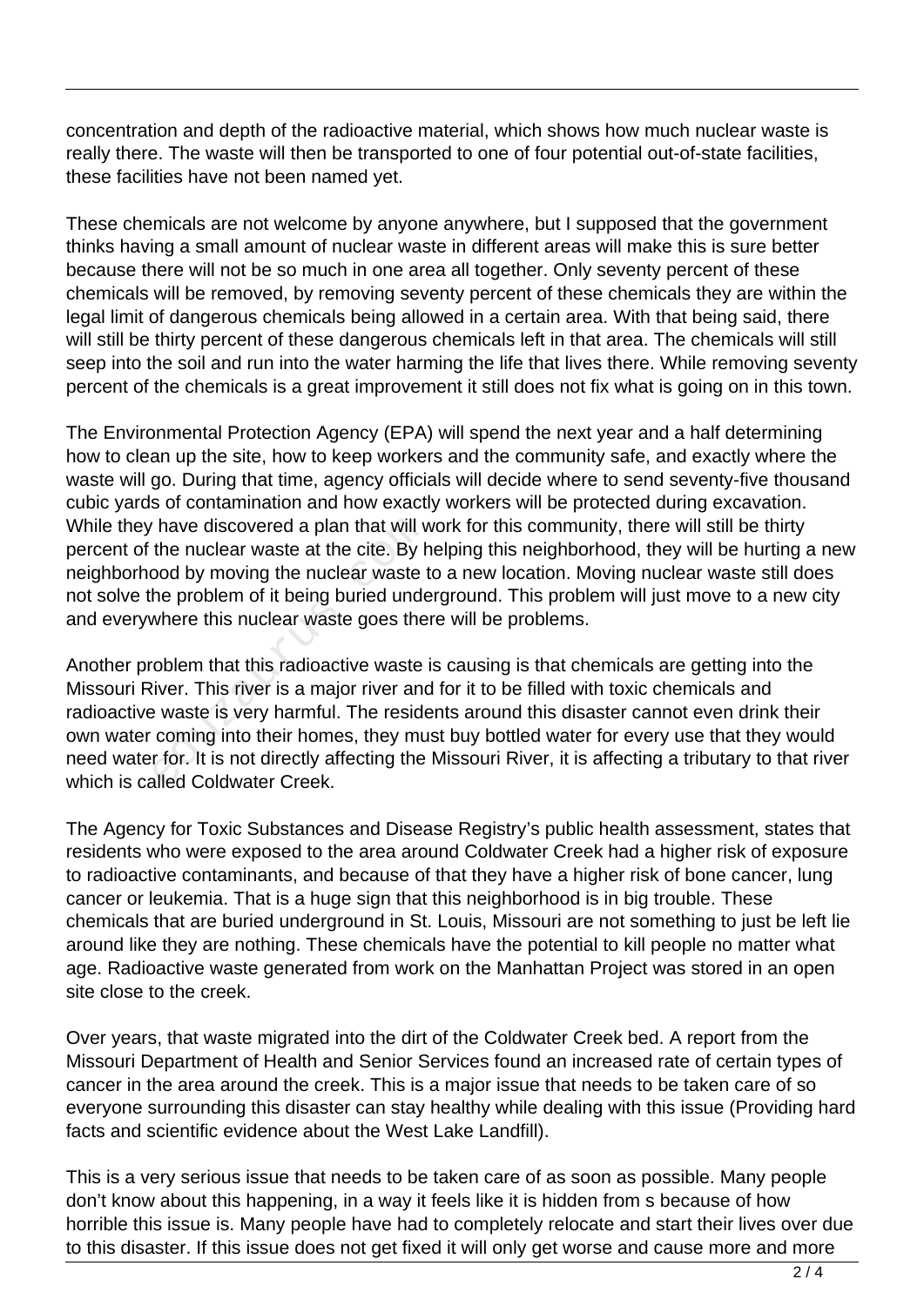concentration and depth of the radioactive material, which shows how much nuclear waste is really there. The waste will then be transported to one of four potential out-of-state facilities, these facilities have not been named yet.

These chemicals are not welcome by anyone anywhere, but I supposed that the government thinks having a small amount of nuclear waste in different areas will make this is sure better because there will not be so much in one area all together. Only seventy percent of these chemicals will be removed, by removing seventy percent of these chemicals they are within the legal limit of dangerous chemicals being allowed in a certain area. With that being said, there will still be thirty percent of these dangerous chemicals left in that area. The chemicals will still seep into the soil and run into the water harming the life that lives there. While removing seventy percent of the chemicals is a great improvement it still does not fix what is going on in this town.

The Environmental Protection Agency (EPA) will spend the next year and a half determining how to clean up the site, how to keep workers and the community safe, and exactly where the waste will go. During that time, agency officials will decide where to send seventy-five thousand cubic yards of contamination and how exactly workers will be protected during excavation. While they have discovered a plan that will work for this community, there will still be thirty percent of the nuclear waste at the cite. By helping this neighborhood, they will be hurting a new neighborhood by moving the nuclear waste to a new location. Moving nuclear waste still does not solve the problem of it being buried underground. This problem will just move to a new city and everywhere this nuclear waste goes there will be problems.

Another problem that this radioactive waste is causing is that chemicals are getting into the Missouri River. This river is a major river and for it to be filled with toxic chemicals and radioactive waste is very harmful. The residents around this disaster cannot even drink their own water coming into their homes, they must buy bottled water for every use that they would need water for. It is not directly affecting the Missouri River, it is affecting a tributary to that river which is called Coldwater Creek.

The Agency for Toxic Substances and Disease Registry's public health assessment, states that residents who were exposed to the area around Coldwater Creek had a higher risk of exposure to radioactive contaminants, and because of that they have a higher risk of bone cancer, lung cancer or leukemia. That is a huge sign that this neighborhood is in big trouble. These chemicals that are buried underground in St. Louis, Missouri are not something to just be left lie around like they are nothing. These chemicals have the potential to kill people no matter what age. Radioactive waste generated from work on the Manhattan Project was stored in an open site close to the creek.

Over years, that waste migrated into the dirt of the Coldwater Creek bed. A report from the Missouri Department of Health and Senior Services found an increased rate of certain types of cancer in the area around the creek. This is a major issue that needs to be taken care of so everyone surrounding this disaster can stay healthy while dealing with this issue (Providing hard facts and scientific evidence about the West Lake Landfill).

This is a very serious issue that needs to be taken care of as soon as possible. Many people don't know about this happening, in a way it feels like it is hidden from s because of how horrible this issue is. Many people have had to completely relocate and start their lives over due to this disaster. If this issue does not get fixed it will only get worse and cause more and more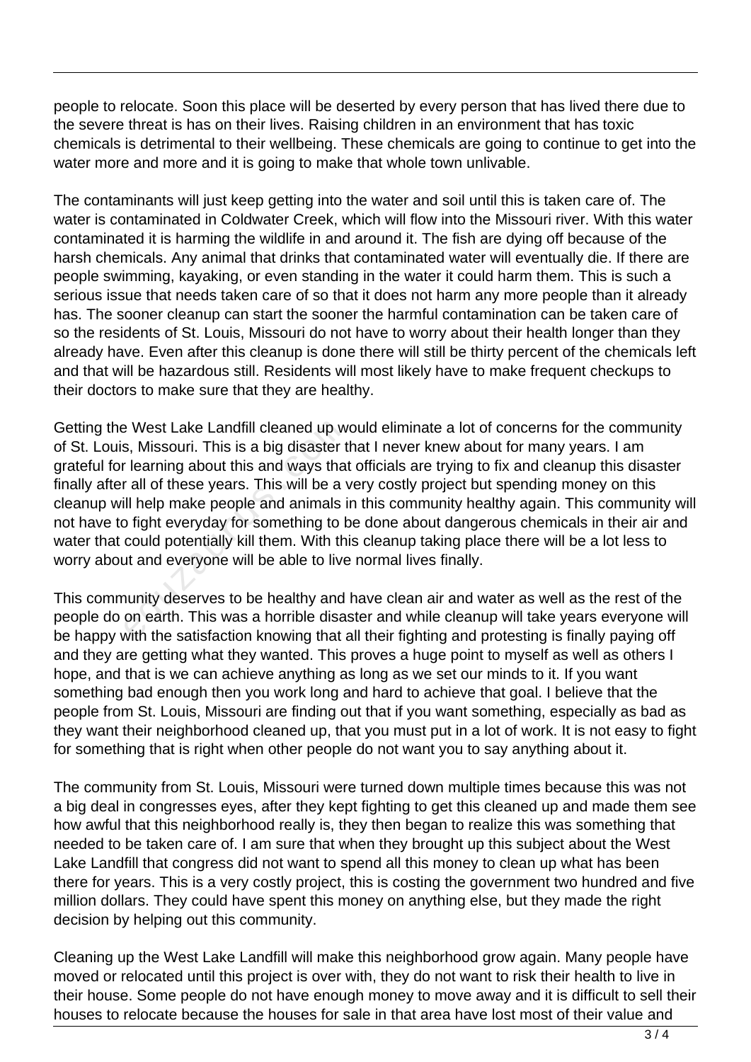people to relocate. Soon this place will be deserted by every person that has lived there due to the severe threat is has on their lives. Raising children in an environment that has toxic chemicals is detrimental to their wellbeing. These chemicals are going to continue to get into the water more and more and it is going to make that whole town unlivable.

The contaminants will just keep getting into the water and soil until this is taken care of. The water is contaminated in Coldwater Creek, which will flow into the Missouri river. With this water contaminated it is harming the wildlife in and around it. The fish are dying off because of the harsh chemicals. Any animal that drinks that contaminated water will eventually die. If there are people swimming, kayaking, or even standing in the water it could harm them. This is such a serious issue that needs taken care of so that it does not harm any more people than it already has. The sooner cleanup can start the sooner the harmful contamination can be taken care of so the residents of St. Louis, Missouri do not have to worry about their health longer than they already have. Even after this cleanup is done there will still be thirty percent of the chemicals left and that will be hazardous still. Residents will most likely have to make frequent checkups to their doctors to make sure that they are healthy.

Getting the West Lake Landfill cleaned up would eliminate a lot of concerns for the community of St. Louis, Missouri. This is a big disaster that I never knew about for many years. I am grateful for learning about this and ways that officials are trying to fix and cleanup this disaster finally after all of these years. This will be a very costly project but spending money on this cleanup will help make people and animals in this community healthy again. This community will not have to fight everyday for something to be done about dangerous chemicals in their air and water that could potentially kill them. With this cleanup taking place there will be a lot less to worry about and everyone will be able to live normal lives finally.

This community deserves to be healthy and have clean air and water as well as the rest of the people do on earth. This was a horrible disaster and while cleanup will take years everyone will be happy with the satisfaction knowing that all their fighting and protesting is finally paying off and they are getting what they wanted. This proves a huge point to myself as well as others I hope, and that is we can achieve anything as long as we set our minds to it. If you want something bad enough then you work long and hard to achieve that goal. I believe that the people from St. Louis, Missouri are finding out that if you want something, especially as bad as they want their neighborhood cleaned up, that you must put in a lot of work. It is not easy to fight for something that is right when other people do not want you to say anything about it.

The community from St. Louis, Missouri were turned down multiple times because this was not a big deal in congresses eyes, after they kept fighting to get this cleaned up and made them see how awful that this neighborhood really is, they then began to realize this was something that needed to be taken care of. I am sure that when they brought up this subject about the West Lake Landfill that congress did not want to spend all this money to clean up what has been there for years. This is a very costly project, this is costing the government two hundred and five million dollars. They could have spent this money on anything else, but they made the right decision by helping out this community.

Cleaning up the West Lake Landfill will make this neighborhood grow again. Many people have moved or relocated until this project is over with, they do not want to risk their health to live in their house. Some people do not have enough money to move away and it is difficult to sell their houses to relocate because the houses for sale in that area have lost most of their value and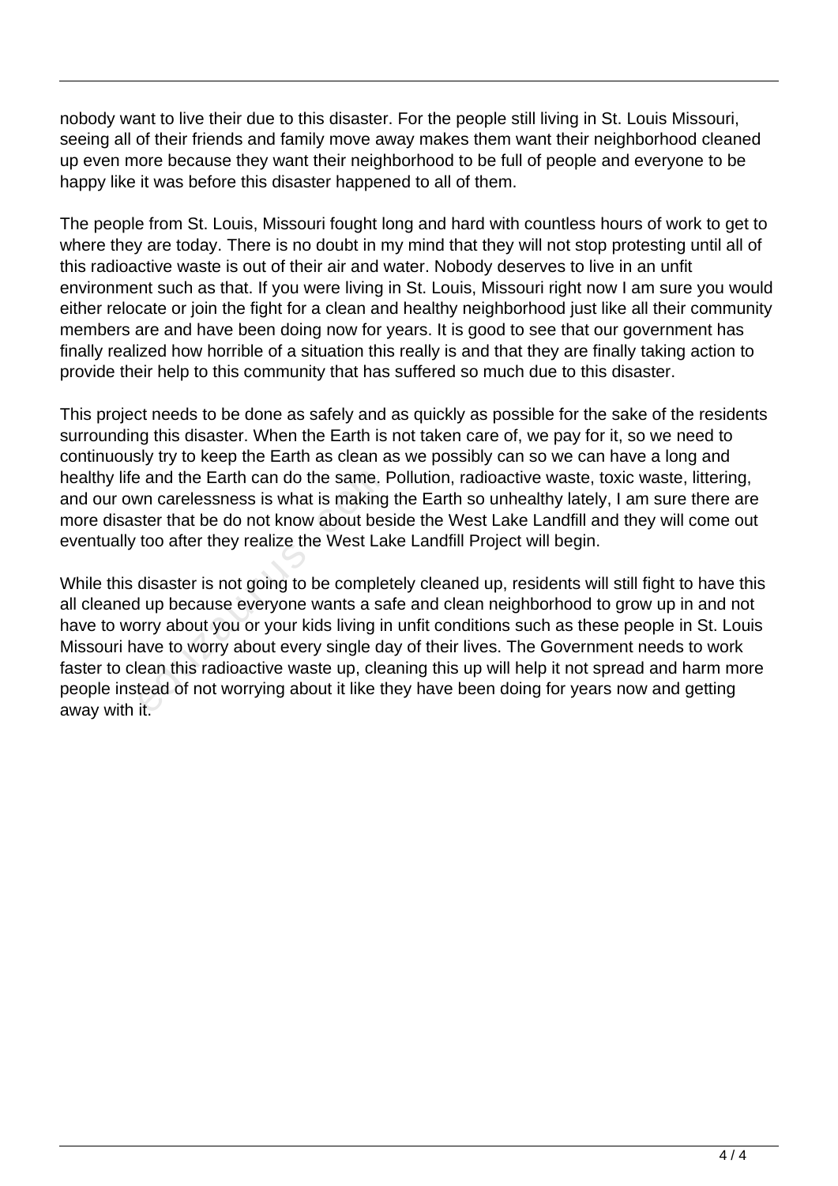nobody want to live their due to this disaster. For the people still living in St. Louis Missouri, seeing all of their friends and family move away makes them want their neighborhood cleaned up even more because they want their neighborhood to be full of people and everyone to be happy like it was before this disaster happened to all of them.

The people from St. Louis, Missouri fought long and hard with countless hours of work to get to where they are today. There is no doubt in my mind that they will not stop protesting until all of this radioactive waste is out of their air and water. Nobody deserves to live in an unfit environment such as that. If you were living in St. Louis, Missouri right now I am sure you would either relocate or join the fight for a clean and healthy neighborhood just like all their community members are and have been doing now for years. It is good to see that our government has finally realized how horrible of a situation this really is and that they are finally taking action to provide their help to this community that has suffered so much due to this disaster.

This project needs to be done as safely and as quickly as possible for the sake of the residents surrounding this disaster. When the Earth is not taken care of, we pay for it, so we need to continuously try to keep the Earth as clean as we possibly can so we can have a long and healthy life and the Earth can do the same. Pollution, radioactive waste, toxic waste, littering, and our own carelessness is what is making the Earth so unhealthy lately, I am sure there are more disaster that be do not know about beside the West Lake Landfill and they will come out eventually too after they realize the West Lake Landfill Project will begin.

While this disaster is not going to be completely cleaned up, residents will still fight to have this all cleaned up because everyone wants a safe and clean neighborhood to grow up in and not have to worry about you or your kids living in unfit conditions such as these people in St. Louis Missouri have to worry about every single day of their lives. The Government needs to work faster to clean this radioactive waste up, cleaning this up will help it not spread and harm more people instead of not worrying about it like they have been doing for years now and getting away with it.